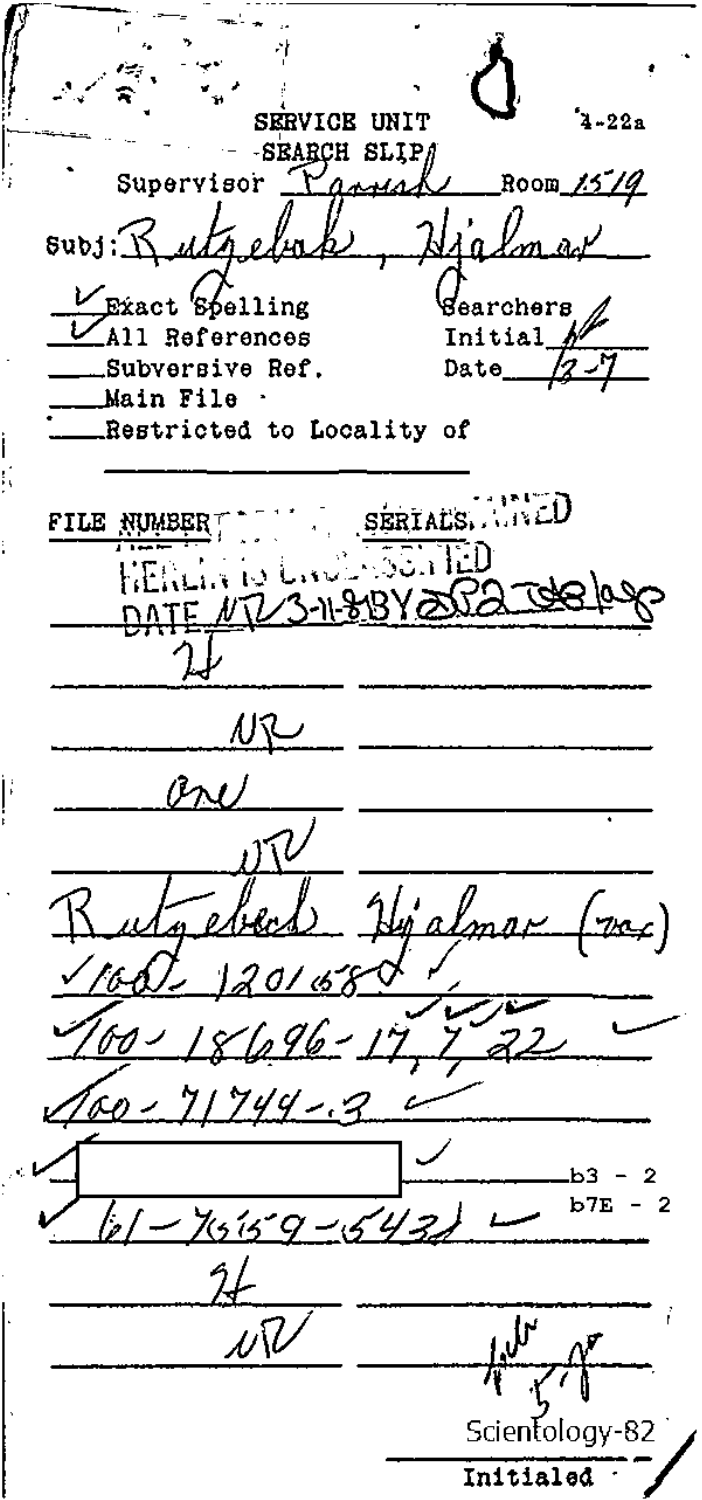4-22a

SERVICE UNIT
SEARCH SLIP

Supervisor Parrish Room 1519

Subj: Rutgebak, Hjalmar

✓ Exact Spelling
✓ All References
___ Subversive Ref.
___ Main File
___ Restricted to Locality of

Searchers
Initial
Date 12-7

FILE NUMBER SERIALS

HEREIN IS UNCLASSIFIED
DATE 3-11-81 BY

| | |
|---|---|
| 24 | |
| NR | |
| One | |
| NR | |
| Rutgebeck Hjalmar (var) | |
| ✓ 100-120168 ✓ | |
| ✓ 100-18696-17, 7 22 ✓ | |
| ✓ 100-71744-3 ✓ | |
| ✓ [REDACTED] ✓ | b3 - 2, b7E - 2 |
| ✓ 61-7559-5432 ✓ | |
| 24 | |
| NR | |

Initialed

Scientology-82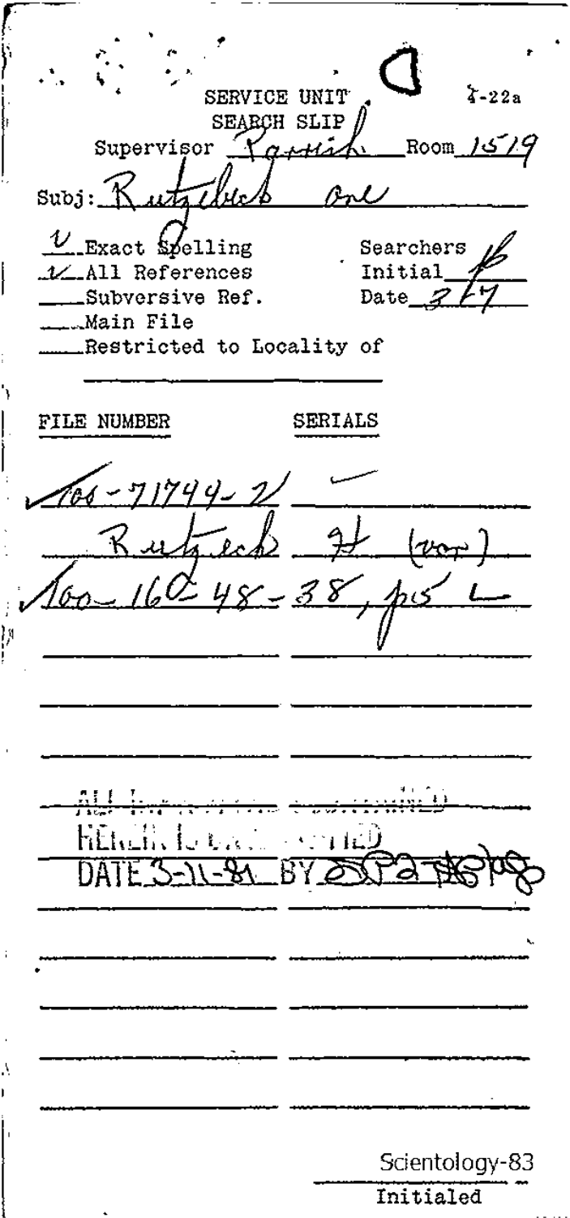SERVICE UNIT 4-22a

SEARCH SLIP

Supervisor Parrish Room 1519

Subj: Rutzebeck one

✓ Exact Spelling
✓ All References
___ Subversive Ref.
___ Main File
___ Restricted to Locality of

Searchers Initial ___ Date 3/17

| FILE NUMBER | SERIALS |
|---|---|
| 100-71749-2 | ✓ |
| Rutzeck H (var) | |
| 100-16248-38, p15 | ✓ |

ALL INFORMATION CONTAINED
HEREIN IS UNCLASSIFIED
DATE 3-11-81 BY

Scientology-83

Initialed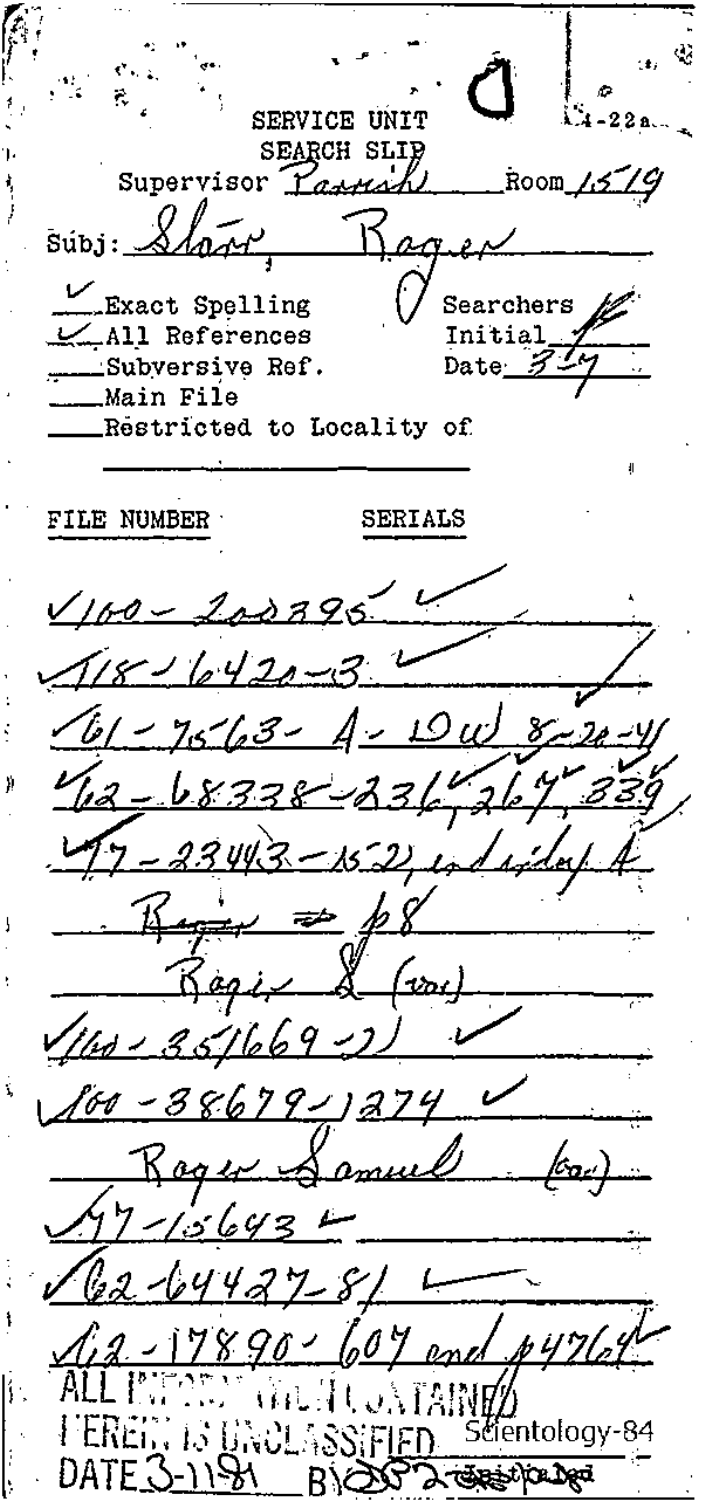4-22a

# SERVICE UNIT SEARCH SLIP

Supervisor Parrish Room 1519

Subj: Slow, Roger

- ✓ Exact Spelling
- ✓ All References
- ___ Subversive Ref.
- ___ Main File
- ___ Restricted to Locality of

Searchers Initial ___ Date 3-7

| FILE NUMBER | SERIALS |
|---|---|
| ✓100-200395 ✓ | |
| ✓118-6420-3 ✓ | |
| ✓61-7563-A-DW 8-20-41 | |
| ✓62-68338-236, 267, 339 | |
| ✓77-23443-152, indiv A | |
| Roger => p8 | |
| Roger S (var) | |
| ✓160-351669-21 ✓ | |
| ✓100-38679-1274 ✓ | |
| Roger Samuel (var) | |
| ✓77-15643 ✓ | |
| ✓62-64427-81 ✓ | |
| ✓62-17890-607 and p4764 ✓ | |

ALL INFORMATION CONTAINED HEREIN IS UNCLASSIFIED DATE 3-11-81 BY 3052 

Scientology-84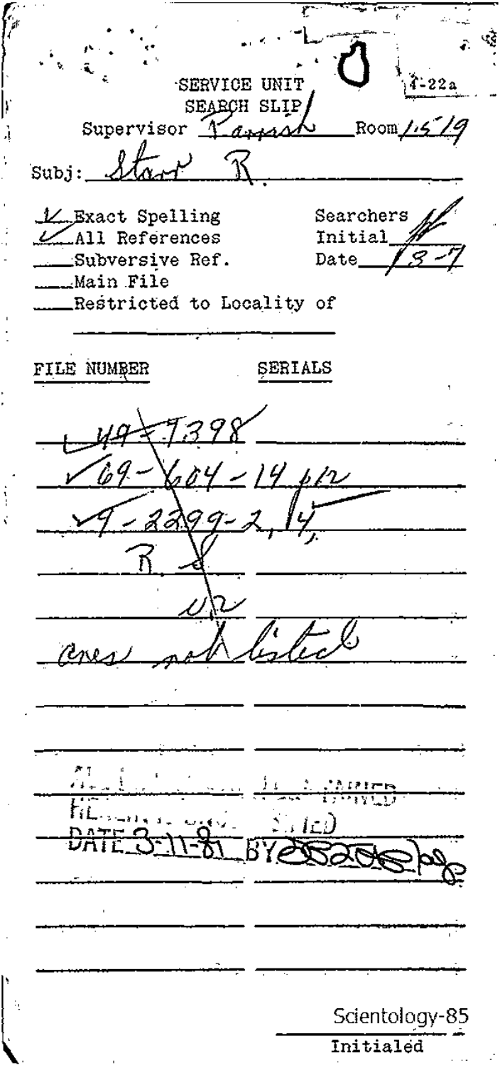4-22a

SERVICE UNIT
SEARCH SLIP

Supervisor Parrish Room 1519

Subj: Starr R.

✓ Exact Spelling
✓ All References
___ Subversive Ref.
___ Main File
___ Restricted to Locality of

Searchers Initial
Date 8-7

| FILE NUMBER | SERIALS |
|---|---|
| ~~49-7398~~ | |
| ✓ 69-604-14 p12 | |
| ✓ 9-2299-2, 14, | |
| R. S | |
| U2 | |
| ones not listed | |

ALL INFORMATION CONTAINED
HEREIN IS UNCLASSIFIED
DATE 3-11-81 BY

Scientology-85

Initialed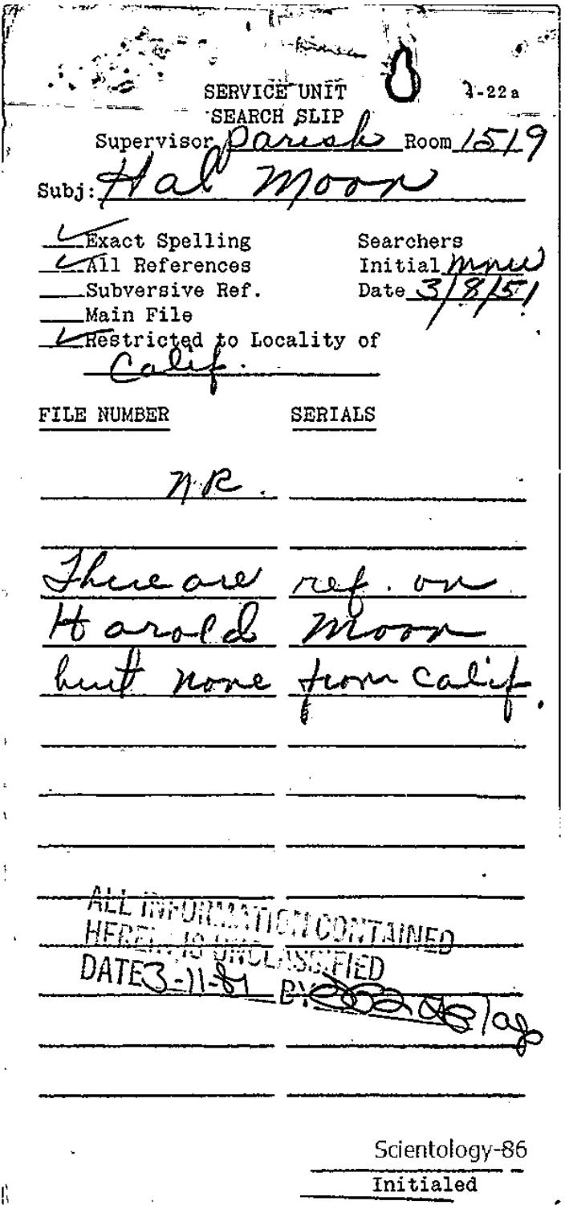SERVICE UNIT 4-22a
SEARCH SLIP

Supervisor Parish Room 1519

Subj: Hal Moon

✓ Exact Spelling
✓ All References
___ Subversive Ref.
___ Main File
✓ Restricted to Locality of Calif.

Searchers
Initial mnw
Date 3/8/51

| FILE NUMBER | SERIALS |
| --- | --- |
| N.R. | |
| There are | ref. on |
| Harold | Moon |
| but none | from Calif. |

ALL INFORMATION CONTAINED
HEREIN IS UNCLASSIFIED
DATE 3-11-81 BY [illegible]

Scientology-86

Initialed